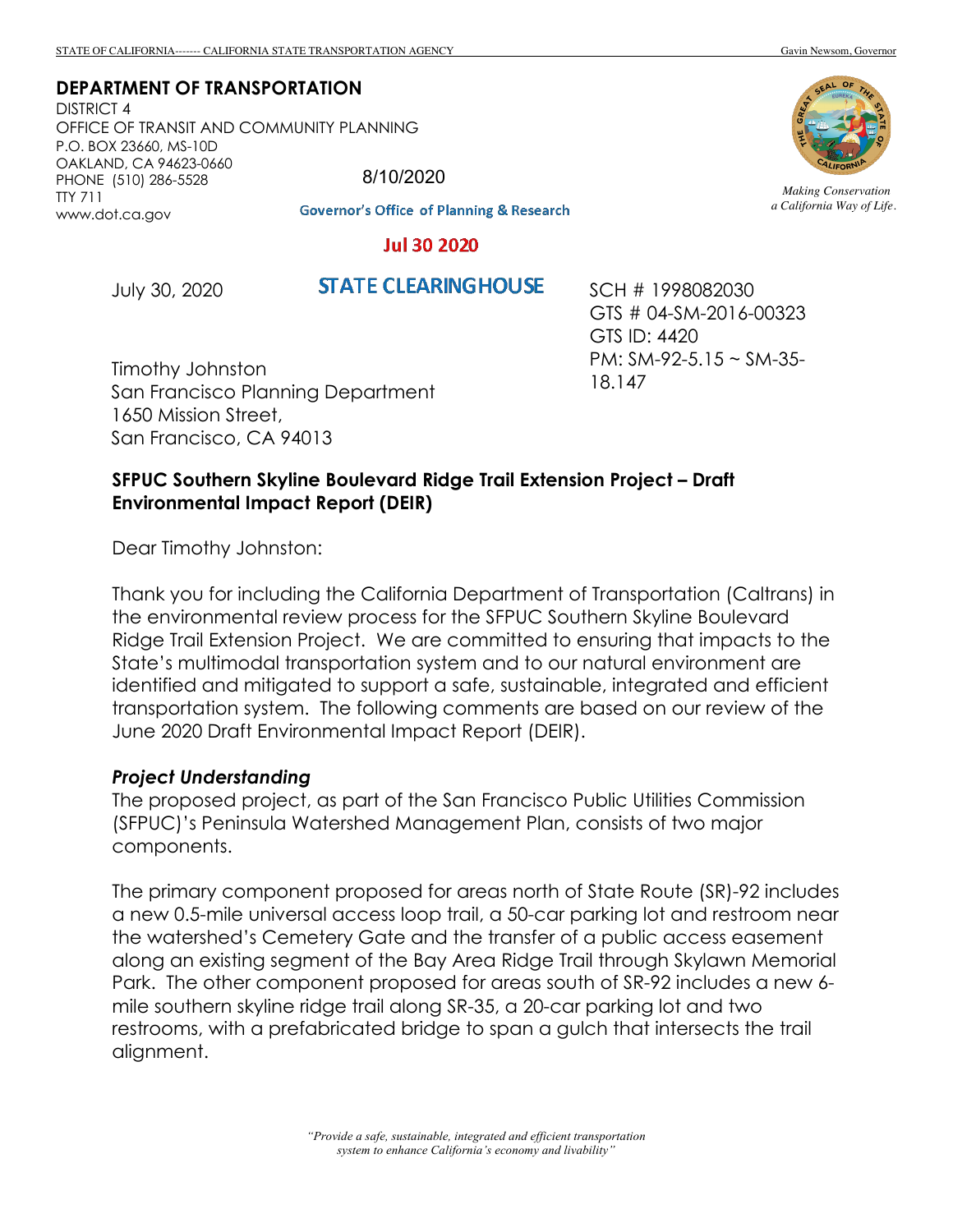STATE OF CALIFORNIA------- CALIFORNIA STATE TRANSPORTATION AGENCY Gavin Newsom, Governor

**DEPARTMENT OF TRANSPORTATION**
DISTRICT 4
OFFICE OF TRANSIT AND COMMUNITY PLANNING
P.O. BOX 23660, MS-10D
OAKLAND, CA 94623-0660
PHONE (510) 286-5528
TTY 711
www.dot.ca.gov

*Making Conservation a California Way of Life.*

8/10/2020

Governor's Office of Planning & Research

Jul 30 2020

STATE CLEARINGHOUSE

July 30, 2020

SCH # 1998082030
GTS # 04-SM-2016-00323
GTS ID: 4420
PM: SM-92-5.15 ~ SM-35-18.147

Timothy Johnston
San Francisco Planning Department
1650 Mission Street,
San Francisco, CA 94013

**SFPUC Southern Skyline Boulevard Ridge Trail Extension Project – Draft Environmental Impact Report (DEIR)**

Dear Timothy Johnston:

Thank you for including the California Department of Transportation (Caltrans) in the environmental review process for the SFPUC Southern Skyline Boulevard Ridge Trail Extension Project. We are committed to ensuring that impacts to the State's multimodal transportation system and to our natural environment are identified and mitigated to support a safe, sustainable, integrated and efficient transportation system. The following comments are based on our review of the June 2020 Draft Environmental Impact Report (DEIR).

***Project Understanding***

The proposed project, as part of the San Francisco Public Utilities Commission (SFPUC)'s Peninsula Watershed Management Plan, consists of two major components.

The primary component proposed for areas north of State Route (SR)-92 includes a new 0.5-mile universal access loop trail, a 50-car parking lot and restroom near the watershed's Cemetery Gate and the transfer of a public access easement along an existing segment of the Bay Area Ridge Trail through Skylawn Memorial Park. The other component proposed for areas south of SR-92 includes a new 6-mile southern skyline ridge trail along SR-35, a 20-car parking lot and two restrooms, with a prefabricated bridge to span a gulch that intersects the trail alignment.

*"Provide a safe, sustainable, integrated and efficient transportation system to enhance California's economy and livability"*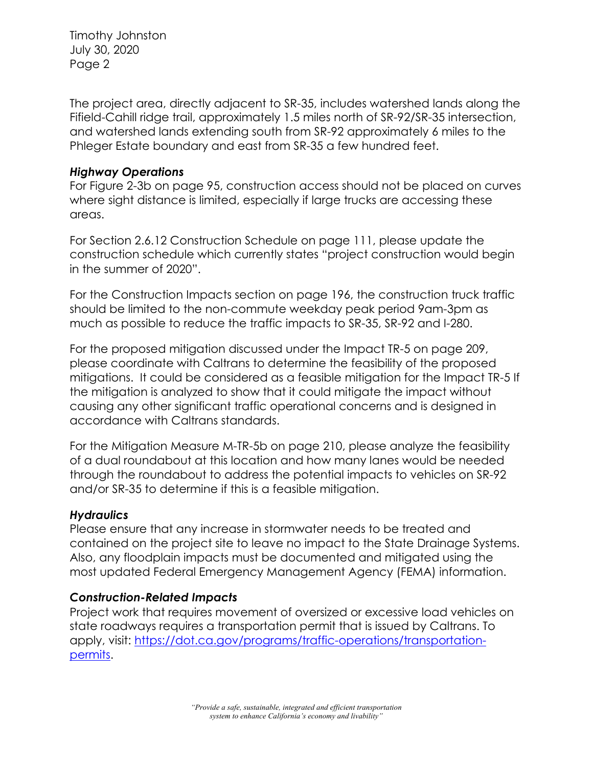The project area, directly adjacent to SR-35, includes watershed lands along the Fifield-Cahill ridge trail, approximately 1.5 miles north of SR-92/SR-35 intersection, and watershed lands extending south from SR-92 approximately 6 miles to the Phleger Estate boundary and east from SR-35 a few hundred feet.

### *Highway Operations*

For Figure 2-3b on page 95, construction access should not be placed on curves where sight distance is limited, especially if large trucks are accessing these areas.

For Section 2.6.12 Construction Schedule on page 111, please update the construction schedule which currently states "project construction would begin in the summer of 2020".

For the Construction Impacts section on page 196, the construction truck traffic should be limited to the non-commute weekday peak period 9am-3pm as much as possible to reduce the traffic impacts to SR-35, SR-92 and I-280.

For the proposed mitigation discussed under the Impact TR-5 on page 209, please coordinate with Caltrans to determine the feasibility of the proposed mitigations. It could be considered as a feasible mitigation for the Impact TR-5 If the mitigation is analyzed to show that it could mitigate the impact without causing any other significant traffic operational concerns and is designed in accordance with Caltrans standards.

For the Mitigation Measure M-TR-5b on page 210, please analyze the feasibility of a dual roundabout at this location and how many lanes would be needed through the roundabout to address the potential impacts to vehicles on SR-92 and/or SR-35 to determine if this is a feasible mitigation.

### *Hydraulics*

Please ensure that any increase in stormwater needs to be treated and contained on the project site to leave no impact to the State Drainage Systems. Also, any floodplain impacts must be documented and mitigated using the most updated Federal Emergency Management Agency (FEMA) information.

### *Construction-Related Impacts*

Project work that requires movement of oversized or excessive load vehicles on state roadways requires a transportation permit that is issued by Caltrans. To apply, visit: [https://dot.ca.gov/programs/traffic-operations/transportation-permits](https://dot.ca.gov/programs/traffic-operations/transportation-permits).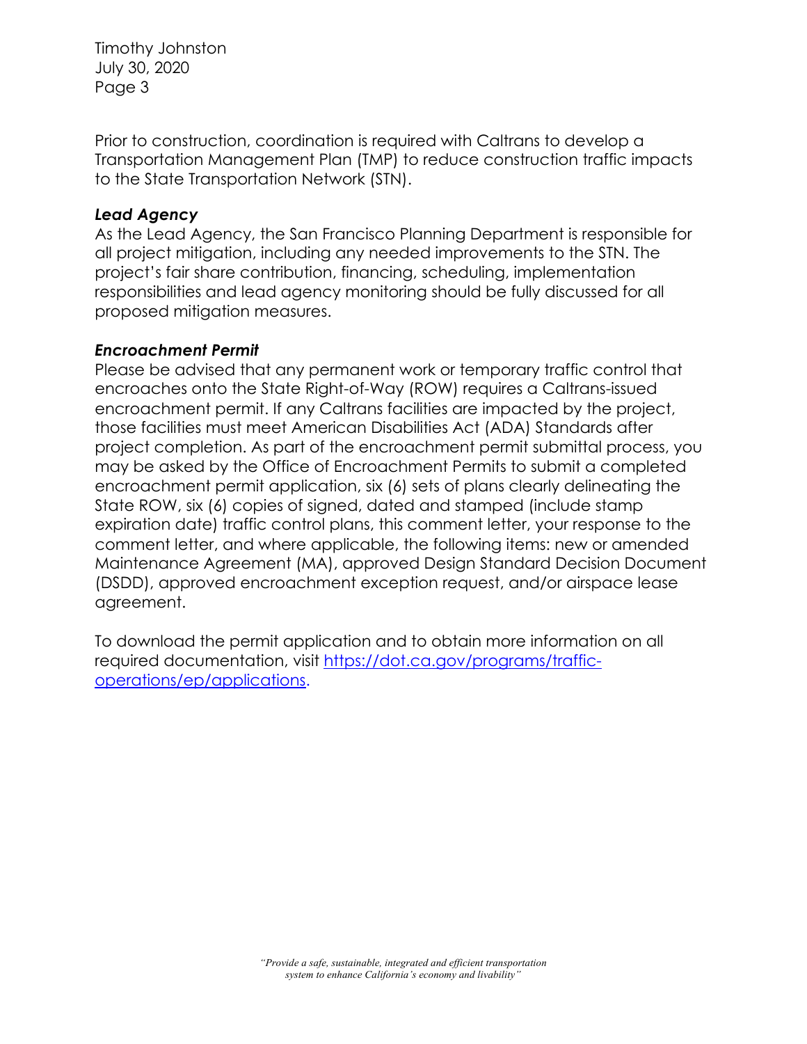Prior to construction, coordination is required with Caltrans to develop a Transportation Management Plan (TMP) to reduce construction traffic impacts to the State Transportation Network (STN).

***Lead Agency***

As the Lead Agency, the San Francisco Planning Department is responsible for all project mitigation, including any needed improvements to the STN. The project's fair share contribution, financing, scheduling, implementation responsibilities and lead agency monitoring should be fully discussed for all proposed mitigation measures.

***Encroachment Permit***

Please be advised that any permanent work or temporary traffic control that encroaches onto the State Right-of-Way (ROW) requires a Caltrans-issued encroachment permit. If any Caltrans facilities are impacted by the project, those facilities must meet American Disabilities Act (ADA) Standards after project completion. As part of the encroachment permit submittal process, you may be asked by the Office of Encroachment Permits to submit a completed encroachment permit application, six (6) sets of plans clearly delineating the State ROW, six (6) copies of signed, dated and stamped (include stamp expiration date) traffic control plans, this comment letter, your response to the comment letter, and where applicable, the following items: new or amended Maintenance Agreement (MA), approved Design Standard Decision Document (DSDD), approved encroachment exception request, and/or airspace lease agreement.

To download the permit application and to obtain more information on all required documentation, visit [https://dot.ca.gov/programs/traffic-operations/ep/applications](https://dot.ca.gov/programs/traffic-operations/ep/applications).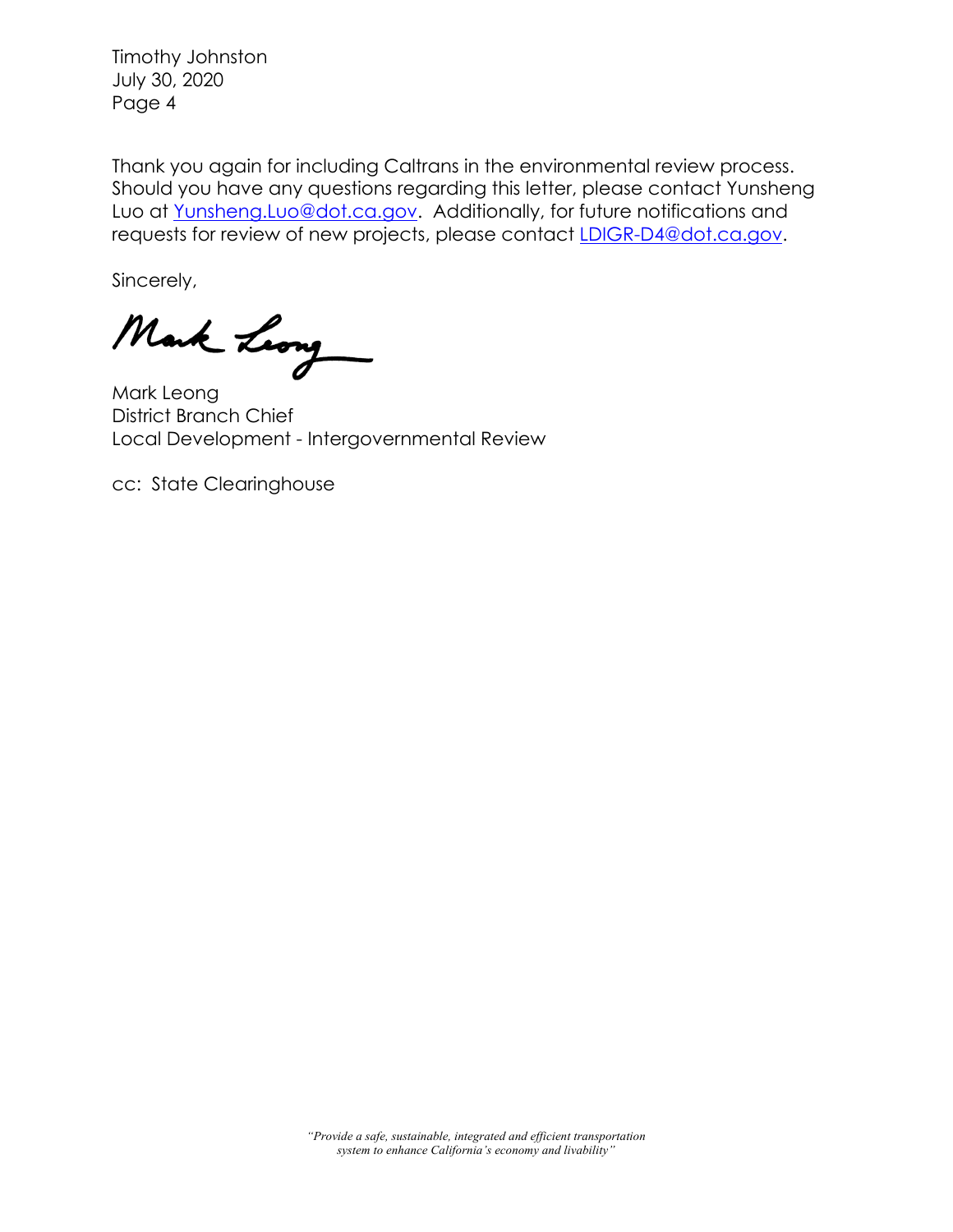Thank you again for including Caltrans in the environmental review process. Should you have any questions regarding this letter, please contact Yunsheng Luo at Yunsheng.Luo@dot.ca.gov. Additionally, for future notifications and requests for review of new projects, please contact LDIGR-D4@dot.ca.gov.

Sincerely,

Mark Leong

Mark Leong
District Branch Chief
Local Development - Intergovernmental Review

cc: State Clearinghouse

*"Provide a safe, sustainable, integrated and efficient transportation system to enhance California's economy and livability"*